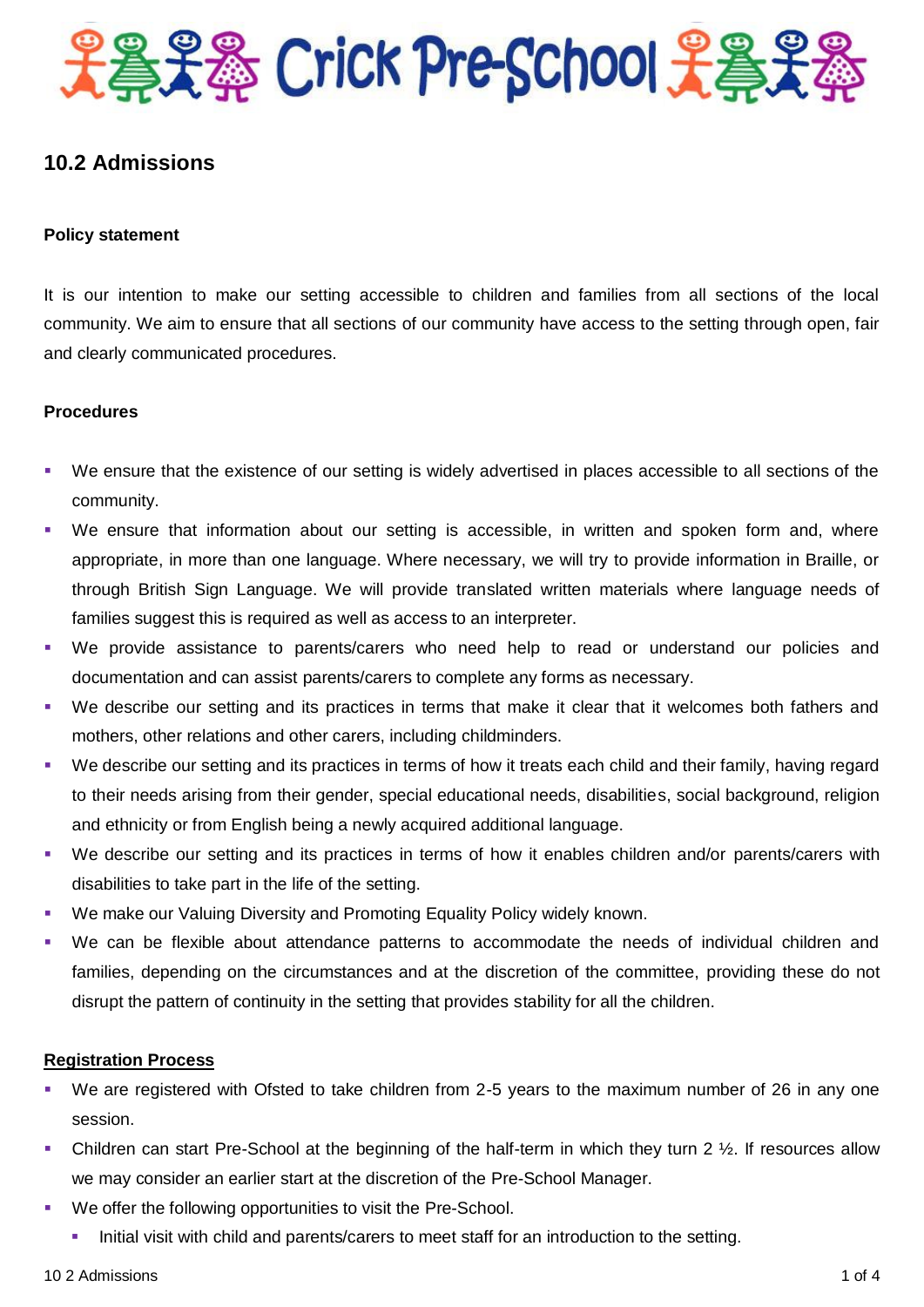# Crick Pre-School

## 10.2 Admissions

**Policy statement**

It is our intention to make our setting accessible to children and families from all sections of the local community. We aim to ensure that all sections of our community have access to the setting through open, fair and clearly communicated procedures.

**Procedures**

- We ensure that the existence of our setting is widely advertised in places accessible to all sections of the community.
- We ensure that information about our setting is accessible, in written and spoken form and, where appropriate, in more than one language. Where necessary, we will try to provide information in Braille, or through British Sign Language. We will provide translated written materials where language needs of families suggest this is required as well as access to an interpreter.
- We provide assistance to parents/carers who need help to read or understand our policies and documentation and can assist parents/carers to complete any forms as necessary.
- We describe our setting and its practices in terms that make it clear that it welcomes both fathers and mothers, other relations and other carers, including childminders.
- We describe our setting and its practices in terms of how it treats each child and their family, having regard to their needs arising from their gender, special educational needs, disabilities, social background, religion and ethnicity or from English being a newly acquired additional language.
- We describe our setting and its practices in terms of how it enables children and/or parents/carers with disabilities to take part in the life of the setting.
- We make our Valuing Diversity and Promoting Equality Policy widely known.
- We can be flexible about attendance patterns to accommodate the needs of individual children and families, depending on the circumstances and at the discretion of the committee, providing these do not disrupt the pattern of continuity in the setting that provides stability for all the children.

**Registration Process**

- We are registered with Ofsted to take children from 2-5 years to the maximum number of 26 in any one session.
- Children can start Pre-School at the beginning of the half-term in which they turn 2 ½. If resources allow we may consider an earlier start at the discretion of the Pre-School Manager.
- We offer the following opportunities to visit the Pre-School.
  - Initial visit with child and parents/carers to meet staff for an introduction to the setting.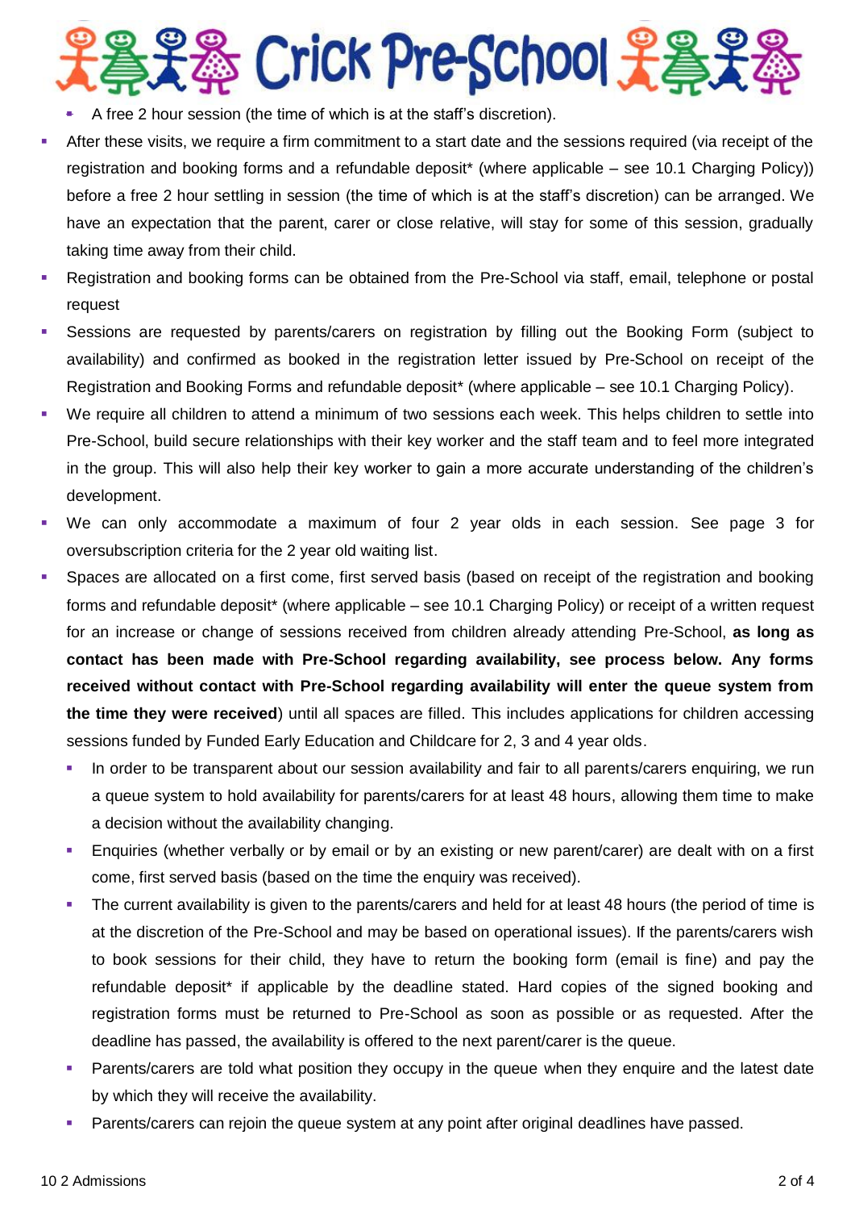- A free 2 hour session (the time of which is at the staff's discretion).
- After these visits, we require a firm commitment to a start date and the sessions required (via receipt of the registration and booking forms and a refundable deposit* (where applicable – see 10.1 Charging Policy)) before a free 2 hour settling in session (the time of which is at the staff's discretion) can be arranged. We have an expectation that the parent, carer or close relative, will stay for some of this session, gradually taking time away from their child.
- Registration and booking forms can be obtained from the Pre-School via staff, email, telephone or postal request
- Sessions are requested by parents/carers on registration by filling out the Booking Form (subject to availability) and confirmed as booked in the registration letter issued by Pre-School on receipt of the Registration and Booking Forms and refundable deposit* (where applicable – see 10.1 Charging Policy).
- We require all children to attend a minimum of two sessions each week. This helps children to settle into Pre-School, build secure relationships with their key worker and the staff team and to feel more integrated in the group. This will also help their key worker to gain a more accurate understanding of the children's development.
- We can only accommodate a maximum of four 2 year olds in each session. See page 3 for oversubscription criteria for the 2 year old waiting list.
- Spaces are allocated on a first come, first served basis (based on receipt of the registration and booking forms and refundable deposit* (where applicable – see 10.1 Charging Policy) or receipt of a written request for an increase or change of sessions received from children already attending Pre-School, **as long as contact has been made with Pre-School regarding availability, see process below. Any forms received without contact with Pre-School regarding availability will enter the queue system from the time they were received**) until all spaces are filled. This includes applications for children accessing sessions funded by Funded Early Education and Childcare for 2, 3 and 4 year olds.
  - In order to be transparent about our session availability and fair to all parents/carers enquiring, we run a queue system to hold availability for parents/carers for at least 48 hours, allowing them time to make a decision without the availability changing.
  - Enquiries (whether verbally or by email or by an existing or new parent/carer) are dealt with on a first come, first served basis (based on the time the enquiry was received).
  - The current availability is given to the parents/carers and held for at least 48 hours (the period of time is at the discretion of the Pre-School and may be based on operational issues). If the parents/carers wish to book sessions for their child, they have to return the booking form (email is fine) and pay the refundable deposit* if applicable by the deadline stated. Hard copies of the signed booking and registration forms must be returned to Pre-School as soon as possible or as requested. After the deadline has passed, the availability is offered to the next parent/carer is the queue.
  - Parents/carers are told what position they occupy in the queue when they enquire and the latest date by which they will receive the availability.
  - Parents/carers can rejoin the queue system at any point after original deadlines have passed.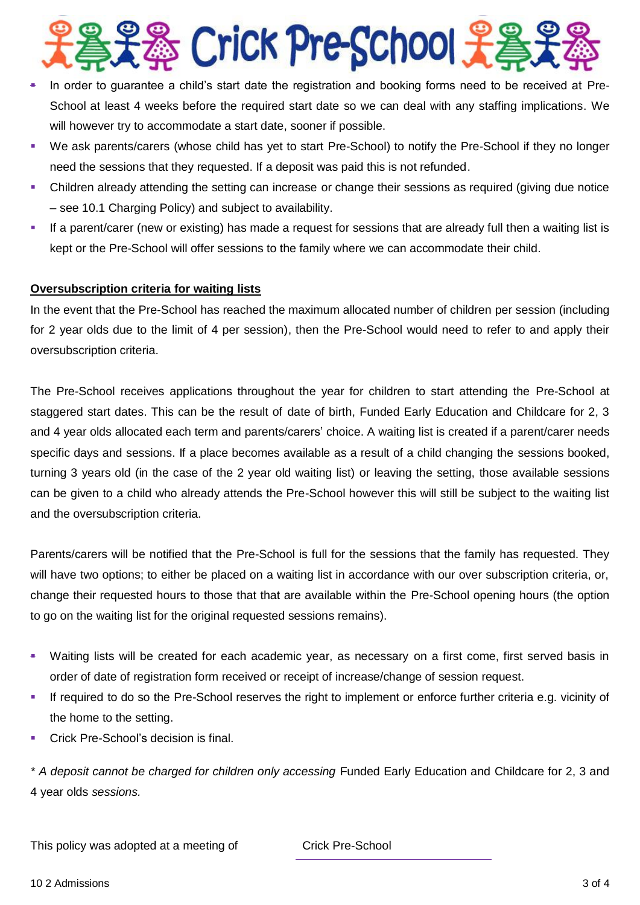- In order to guarantee a child's start date the registration and booking forms need to be received at Pre-School at least 4 weeks before the required start date so we can deal with any staffing implications. We will however try to accommodate a start date, sooner if possible.
- We ask parents/carers (whose child has yet to start Pre-School) to notify the Pre-School if they no longer need the sessions that they requested. If a deposit was paid this is not refunded.
- Children already attending the setting can increase or change their sessions as required (giving due notice – see 10.1 Charging Policy) and subject to availability.
- If a parent/carer (new or existing) has made a request for sessions that are already full then a waiting list is kept or the Pre-School will offer sessions to the family where we can accommodate their child.

**Oversubscription criteria for waiting lists**

In the event that the Pre-School has reached the maximum allocated number of children per session (including for 2 year olds due to the limit of 4 per session), then the Pre-School would need to refer to and apply their oversubscription criteria.

The Pre-School receives applications throughout the year for children to start attending the Pre-School at staggered start dates. This can be the result of date of birth, Funded Early Education and Childcare for 2, 3 and 4 year olds allocated each term and parents/carers' choice. A waiting list is created if a parent/carer needs specific days and sessions. If a place becomes available as a result of a child changing the sessions booked, turning 3 years old (in the case of the 2 year old waiting list) or leaving the setting, those available sessions can be given to a child who already attends the Pre-School however this will still be subject to the waiting list and the oversubscription criteria.

Parents/carers will be notified that the Pre-School is full for the sessions that the family has requested. They will have two options; to either be placed on a waiting list in accordance with our over subscription criteria, or, change their requested hours to those that that are available within the Pre-School opening hours (the option to go on the waiting list for the original requested sessions remains).

- Waiting lists will be created for each academic year, as necessary on a first come, first served basis in order of date of registration form received or receipt of increase/change of session request.
- If required to do so the Pre-School reserves the right to implement or enforce further criteria e.g. vicinity of the home to the setting.
- Crick Pre-School's decision is final.

*\* A deposit cannot be charged for children only accessing* Funded Early Education and Childcare for 2, 3 and 4 year olds *sessions.*

This policy was adopted at a meeting of Crick Pre-School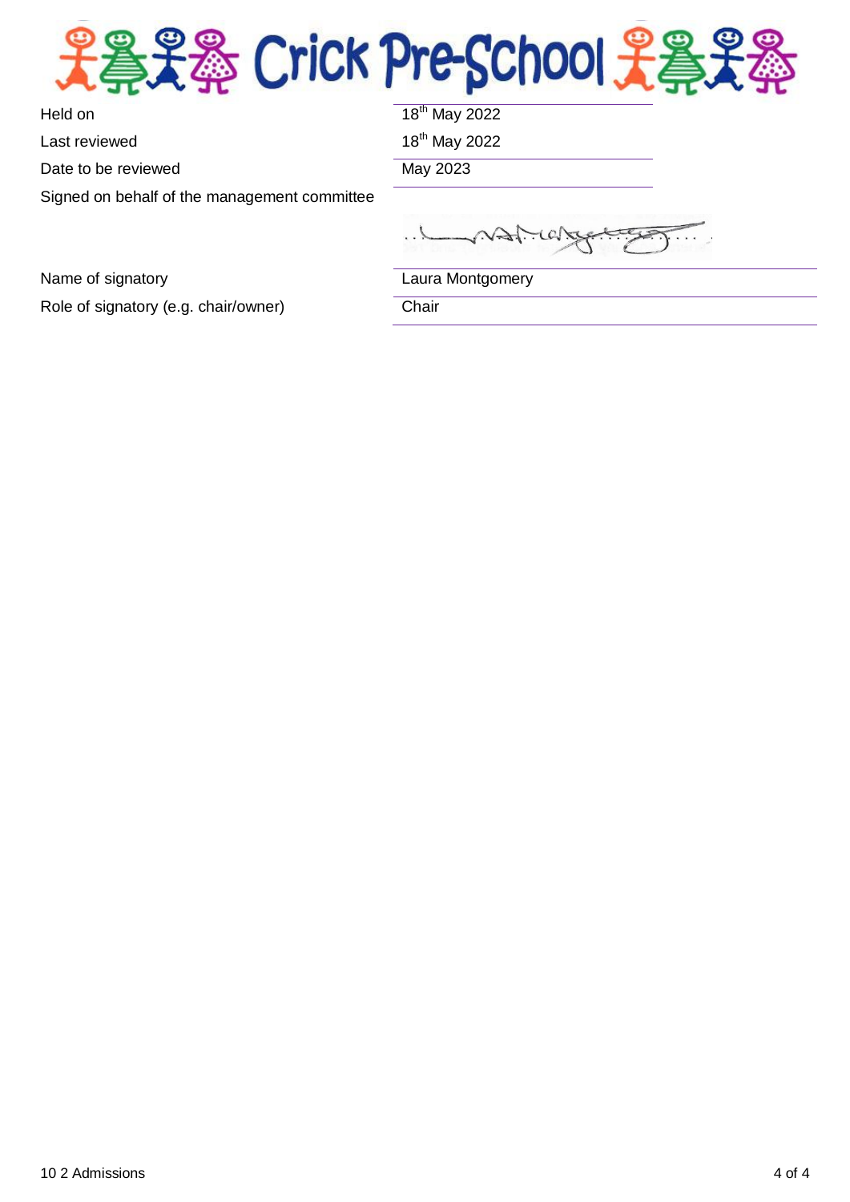# Crick Pre-School

| | |
|---|---|
| Held on | 18th May 2022 |
| Last reviewed | 18th May 2022 |
| Date to be reviewed | May 2023 |
| Signed on behalf of the management committee | |
| Name of signatory | Laura Montgomery |
| Role of signatory (e.g. chair/owner) | Chair |